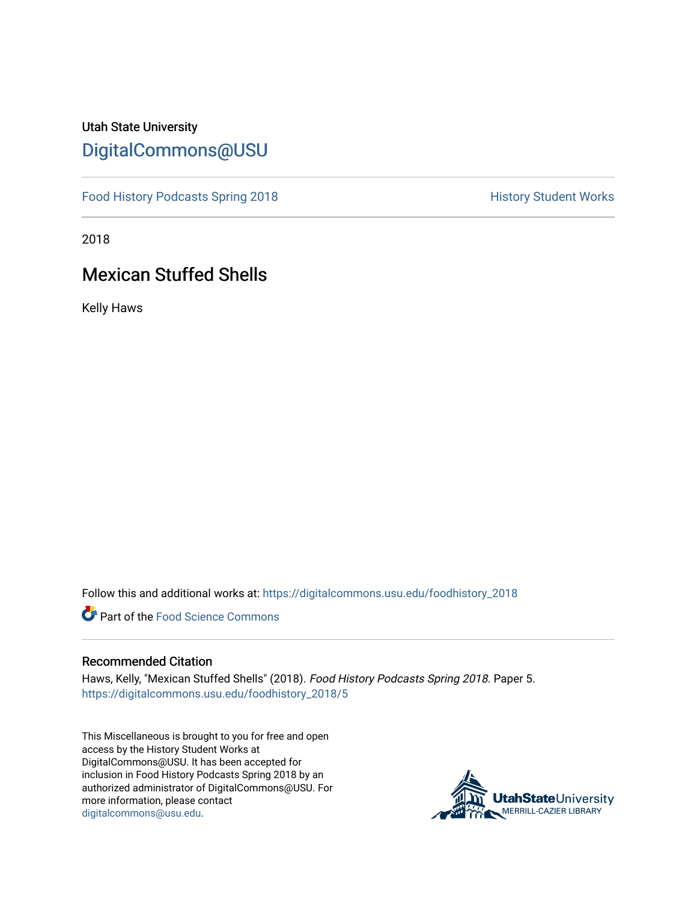Utah State University

# DigitalCommons@USU

Food History Podcasts Spring 2018 | History Student Works

2018

## Mexican Stuffed Shells

Kelly Haws

Follow this and additional works at: https://digitalcommons.usu.edu/foodhistory_2018

Part of the Food Science Commons

### Recommended Citation

Haws, Kelly, "Mexican Stuffed Shells" (2018). *Food History Podcasts Spring 2018.* Paper 5.
https://digitalcommons.usu.edu/foodhistory_2018/5

This Miscellaneous is brought to you for free and open access by the History Student Works at DigitalCommons@USU. It has been accepted for inclusion in Food History Podcasts Spring 2018 by an authorized administrator of DigitalCommons@USU. For more information, please contact digitalcommons@usu.edu.

UtahStateUniversity
MERRILL-CAZIER LIBRARY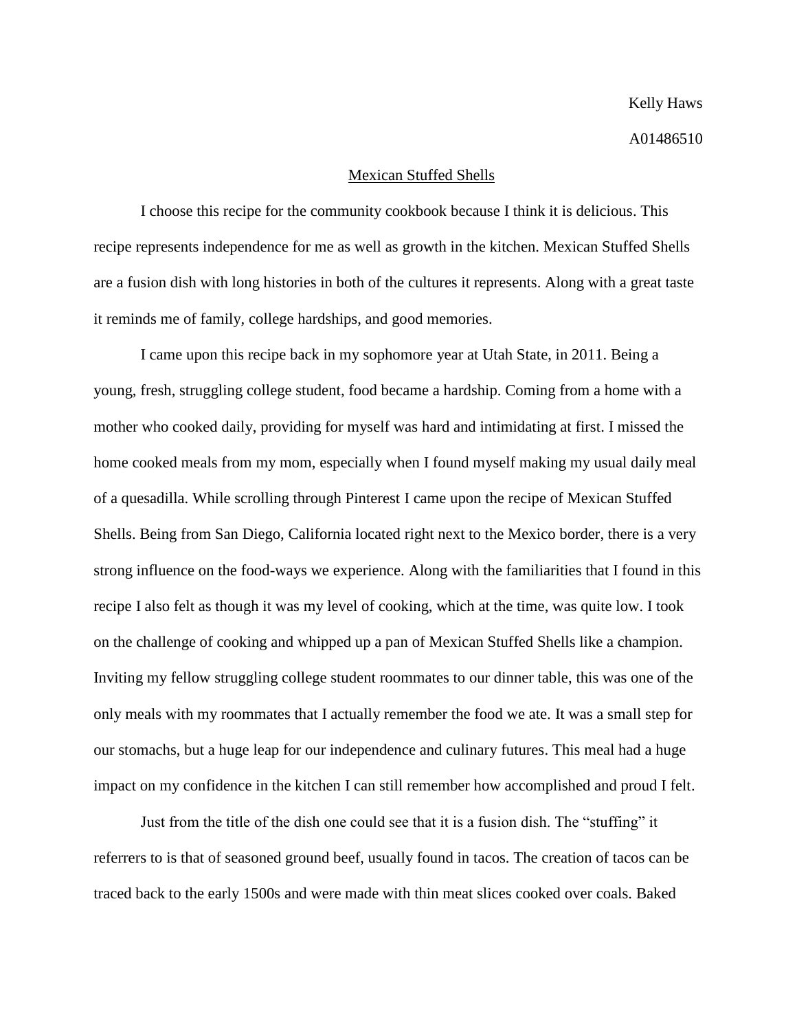Kelly Haws

A01486510

<u>Mexican Stuffed Shells</u>

I choose this recipe for the community cookbook because I think it is delicious. This recipe represents independence for me as well as growth in the kitchen. Mexican Stuffed Shells are a fusion dish with long histories in both of the cultures it represents. Along with a great taste it reminds me of family, college hardships, and good memories.

I came upon this recipe back in my sophomore year at Utah State, in 2011. Being a young, fresh, struggling college student, food became a hardship. Coming from a home with a mother who cooked daily, providing for myself was hard and intimidating at first. I missed the home cooked meals from my mom, especially when I found myself making my usual daily meal of a quesadilla. While scrolling through Pinterest I came upon the recipe of Mexican Stuffed Shells. Being from San Diego, California located right next to the Mexico border, there is a very strong influence on the food-ways we experience. Along with the familiarities that I found in this recipe I also felt as though it was my level of cooking, which at the time, was quite low. I took on the challenge of cooking and whipped up a pan of Mexican Stuffed Shells like a champion. Inviting my fellow struggling college student roommates to our dinner table, this was one of the only meals with my roommates that I actually remember the food we ate. It was a small step for our stomachs, but a huge leap for our independence and culinary futures. This meal had a huge impact on my confidence in the kitchen I can still remember how accomplished and proud I felt.

Just from the title of the dish one could see that it is a fusion dish. The "stuffing" it referrers to is that of seasoned ground beef, usually found in tacos. The creation of tacos can be traced back to the early 1500s and were made with thin meat slices cooked over coals. Baked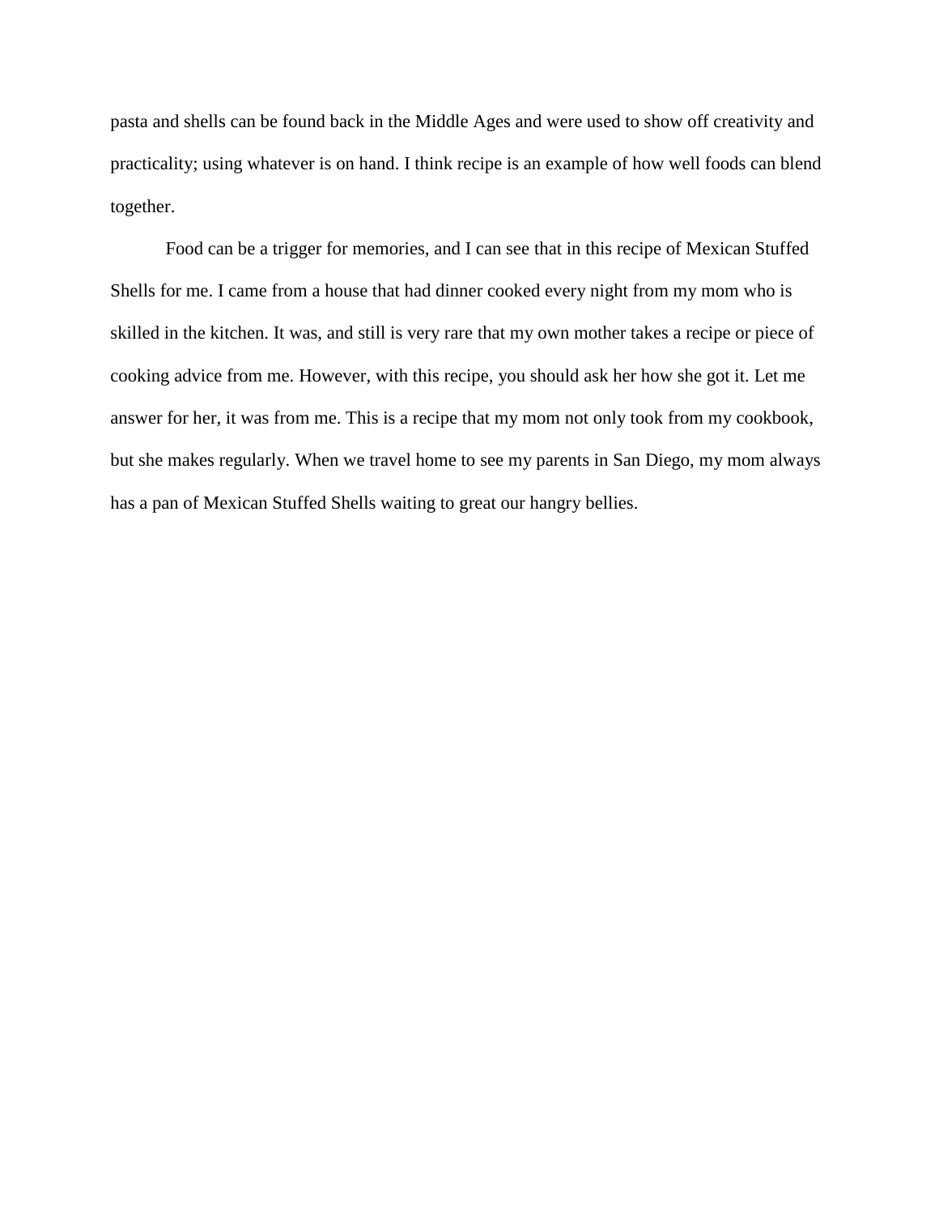pasta and shells can be found back in the Middle Ages and were used to show off creativity and practicality; using whatever is on hand. I think recipe is an example of how well foods can blend together.

Food can be a trigger for memories, and I can see that in this recipe of Mexican Stuffed Shells for me. I came from a house that had dinner cooked every night from my mom who is skilled in the kitchen. It was, and still is very rare that my own mother takes a recipe or piece of cooking advice from me. However, with this recipe, you should ask her how she got it. Let me answer for her, it was from me. This is a recipe that my mom not only took from my cookbook, but she makes regularly. When we travel home to see my parents in San Diego, my mom always has a pan of Mexican Stuffed Shells waiting to great our hangry bellies.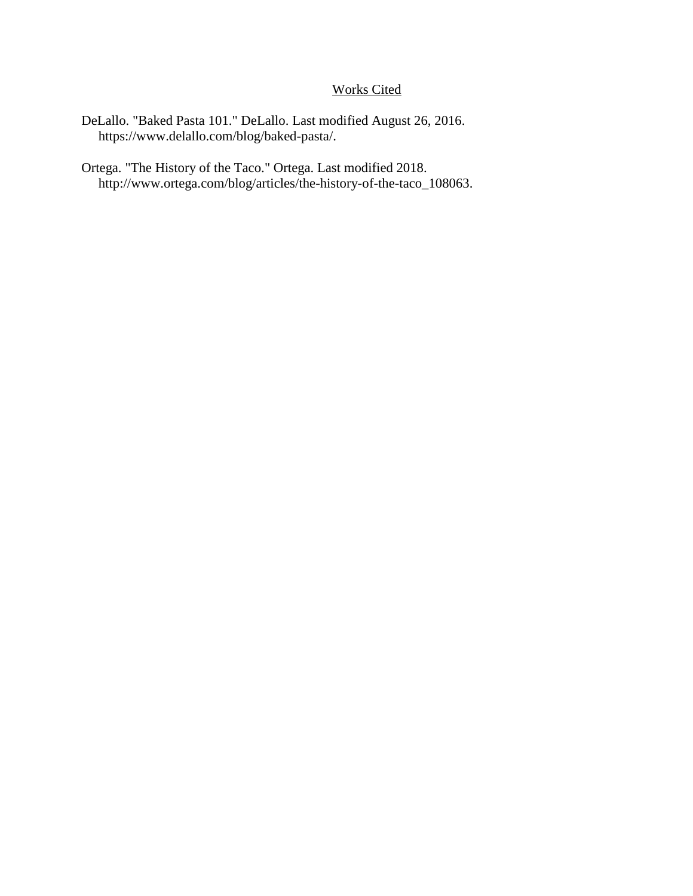# Works Cited

DeLallo. "Baked Pasta 101." DeLallo. Last modified August 26, 2016. https://www.delallo.com/blog/baked-pasta/.

Ortega. "The History of the Taco." Ortega. Last modified 2018. http://www.ortega.com/blog/articles/the-history-of-the-taco_108063.